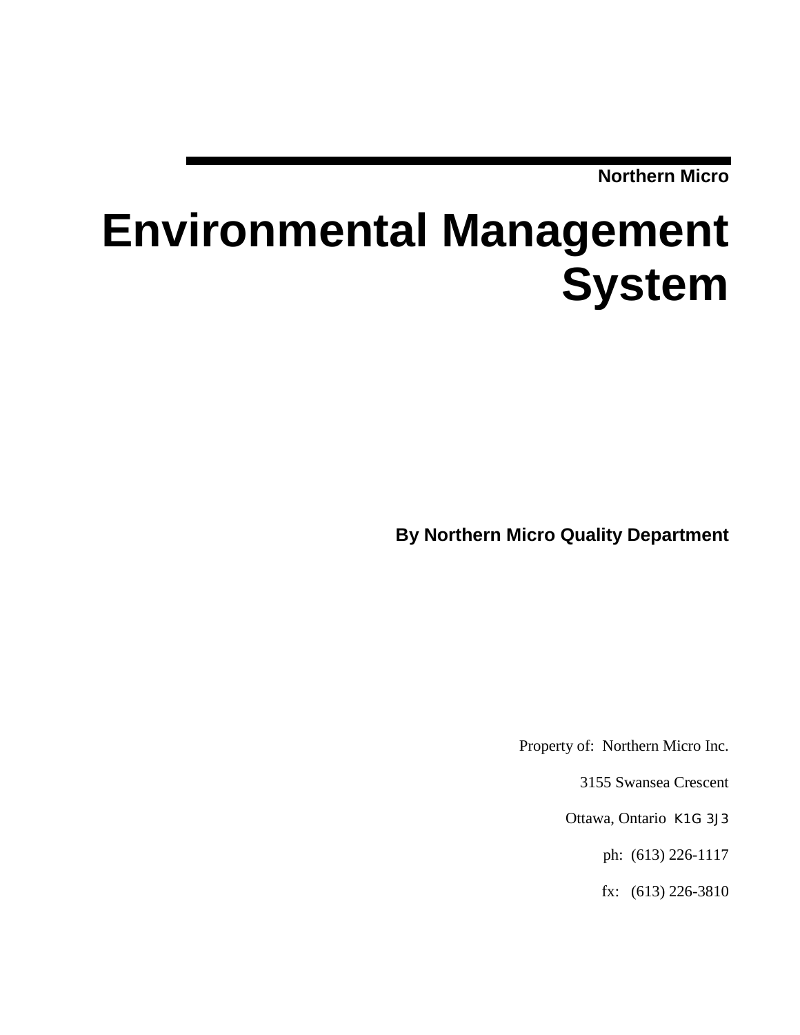**Northern Micro**

# Environmental Management System

**By Northern Micro Quality Department**

Property of: Northern Micro Inc.

3155 Swansea Crescent

Ottawa, Ontario K1G 3J3

ph: (613) 226-1117

fx: (613) 226-3810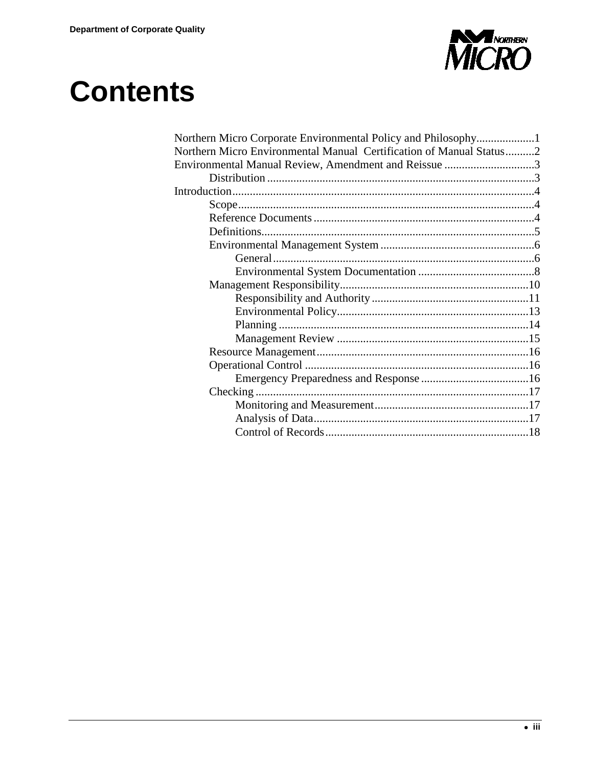# Contents

- Northern Micro Corporate Environmental Policy and Philosophy....................1
- Northern Micro Environmental Manual Certification of Manual Status..........2
- Environmental Manual Review, Amendment and Reissue ...............................3
  - Distribution ...........................................................................................3
- Introduction........................................................................................................4
  - Scope.....................................................................................................4
  - Reference Documents ...........................................................................4
  - Definitions.............................................................................................5
  - Environmental Management System ....................................................6
    - General.........................................................................................6
    - Environmental System Documentation ........................................8
  - Management Responsibility.................................................................10
    - Responsibility and Authority......................................................11
    - Environmental Policy..................................................................13
    - Planning ......................................................................................14
    - Management Review ..................................................................15
  - Resource Management........................................................................16
  - Operational Control ............................................................................16
    - Emergency Preparedness and Response .....................................16
  - Checking .............................................................................................17
    - Monitoring and Measurement.....................................................17
    - Analysis of Data.........................................................................17
    - Control of Records.....................................................................18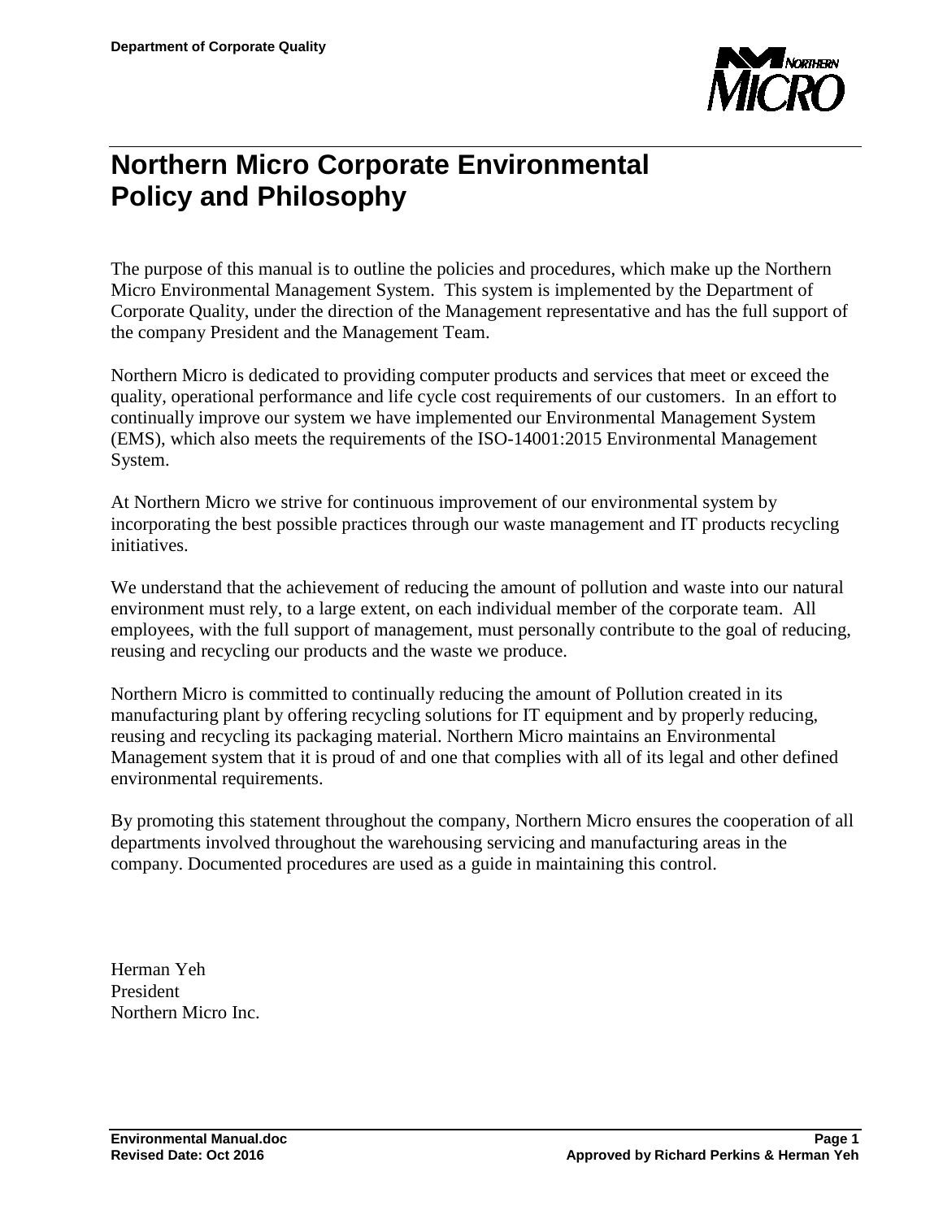# Northern Micro Corporate Environmental Policy and Philosophy

The purpose of this manual is to outline the policies and procedures, which make up the Northern Micro Environmental Management System. This system is implemented by the Department of Corporate Quality, under the direction of the Management representative and has the full support of the company President and the Management Team.

Northern Micro is dedicated to providing computer products and services that meet or exceed the quality, operational performance and life cycle cost requirements of our customers. In an effort to continually improve our system we have implemented our Environmental Management System (EMS), which also meets the requirements of the ISO-14001:2015 Environmental Management System.

At Northern Micro we strive for continuous improvement of our environmental system by incorporating the best possible practices through our waste management and IT products recycling initiatives.

We understand that the achievement of reducing the amount of pollution and waste into our natural environment must rely, to a large extent, on each individual member of the corporate team. All employees, with the full support of management, must personally contribute to the goal of reducing, reusing and recycling our products and the waste we produce.

Northern Micro is committed to continually reducing the amount of Pollution created in its manufacturing plant by offering recycling solutions for IT equipment and by properly reducing, reusing and recycling its packaging material. Northern Micro maintains an Environmental Management system that it is proud of and one that complies with all of its legal and other defined environmental requirements.

By promoting this statement throughout the company, Northern Micro ensures the cooperation of all departments involved throughout the warehousing servicing and manufacturing areas in the company. Documented procedures are used as a guide in maintaining this control.

Herman Yeh
President
Northern Micro Inc.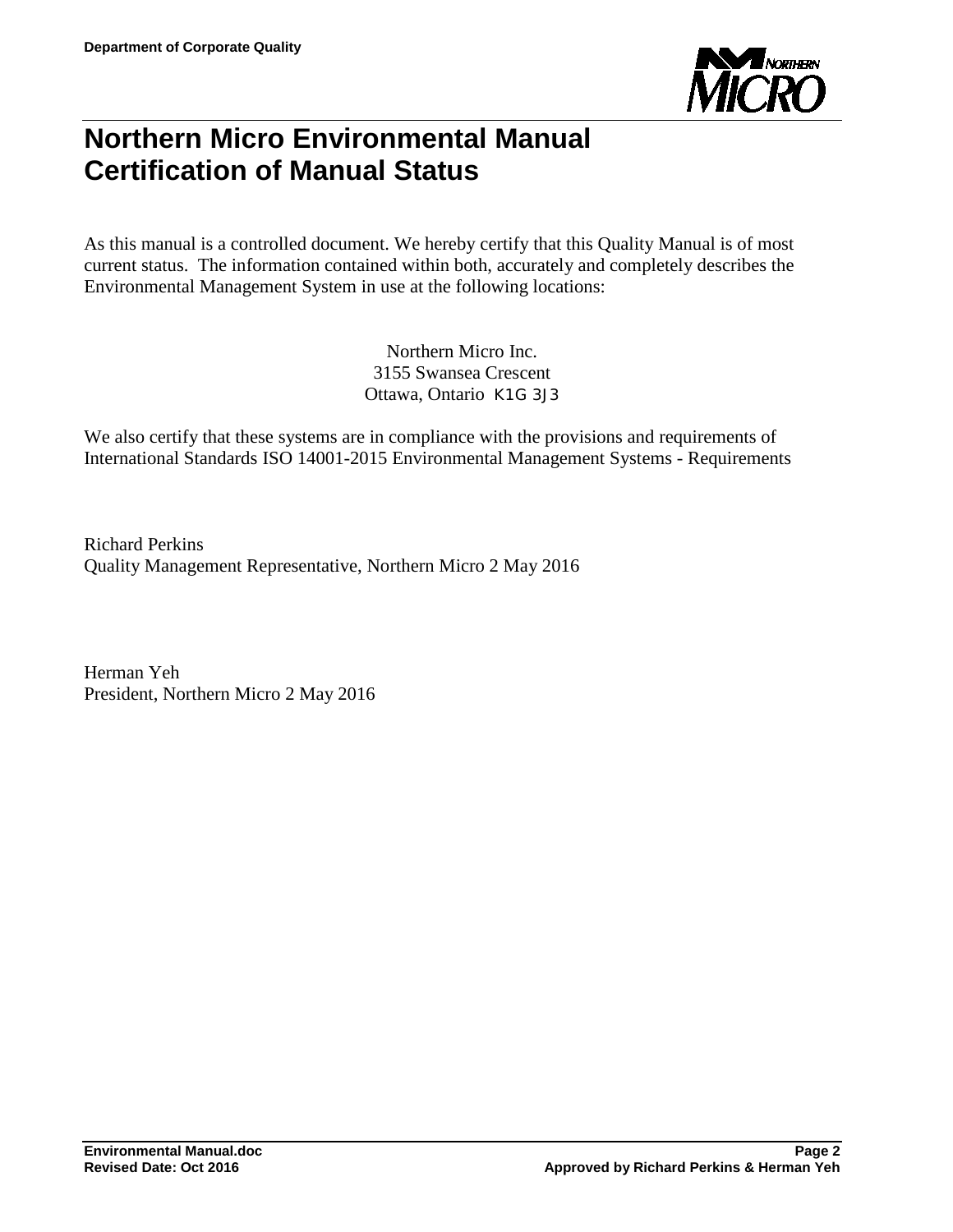# Northern Micro Environmental Manual
# Certification of Manual Status

As this manual is a controlled document. We hereby certify that this Quality Manual is of most current status. The information contained within both, accurately and completely describes the Environmental Management System in use at the following locations:

Northern Micro Inc.
3155 Swansea Crescent
Ottawa, Ontario K1G 3J3

We also certify that these systems are in compliance with the provisions and requirements of International Standards ISO 14001-2015 Environmental Management Systems - Requirements

Richard Perkins
Quality Management Representative, Northern Micro 2 May 2016

Herman Yeh
President, Northern Micro 2 May 2016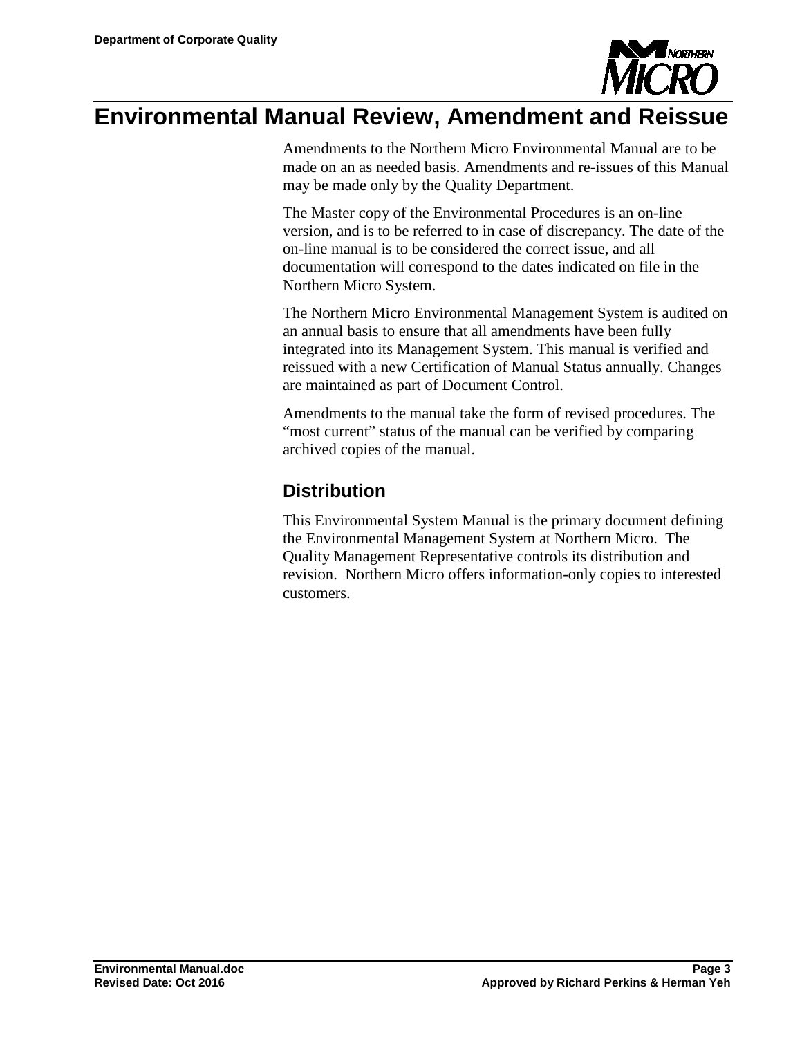# Environmental Manual Review, Amendment and Reissue

Amendments to the Northern Micro Environmental Manual are to be made on an as needed basis. Amendments and re-issues of this Manual may be made only by the Quality Department.

The Master copy of the Environmental Procedures is an on-line version, and is to be referred to in case of discrepancy. The date of the on-line manual is to be considered the correct issue, and all documentation will correspond to the dates indicated on file in the Northern Micro System.

The Northern Micro Environmental Management System is audited on an annual basis to ensure that all amendments have been fully integrated into its Management System. This manual is verified and reissued with a new Certification of Manual Status annually. Changes are maintained as part of Document Control.

Amendments to the manual take the form of revised procedures. The "most current" status of the manual can be verified by comparing archived copies of the manual.

## Distribution

This Environmental System Manual is the primary document defining the Environmental Management System at Northern Micro. The Quality Management Representative controls its distribution and revision. Northern Micro offers information-only copies to interested customers.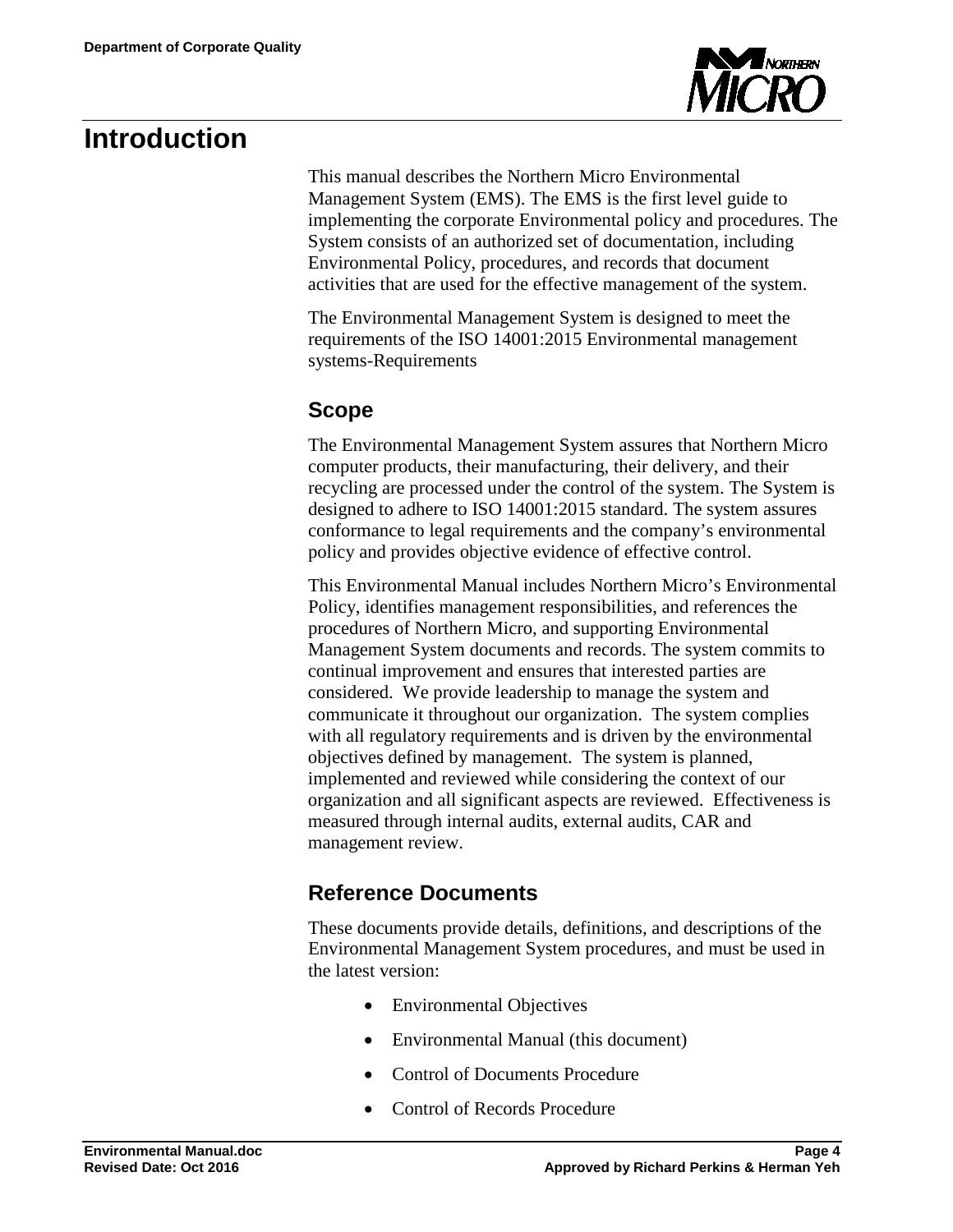# Introduction

This manual describes the Northern Micro Environmental Management System (EMS). The EMS is the first level guide to implementing the corporate Environmental policy and procedures. The System consists of an authorized set of documentation, including Environmental Policy, procedures, and records that document activities that are used for the effective management of the system.

The Environmental Management System is designed to meet the requirements of the ISO 14001:2015 Environmental management systems-Requirements

## Scope

The Environmental Management System assures that Northern Micro computer products, their manufacturing, their delivery, and their recycling are processed under the control of the system. The System is designed to adhere to ISO 14001:2015 standard. The system assures conformance to legal requirements and the company's environmental policy and provides objective evidence of effective control.

This Environmental Manual includes Northern Micro's Environmental Policy, identifies management responsibilities, and references the procedures of Northern Micro, and supporting Environmental Management System documents and records. The system commits to continual improvement and ensures that interested parties are considered. We provide leadership to manage the system and communicate it throughout our organization. The system complies with all regulatory requirements and is driven by the environmental objectives defined by management. The system is planned, implemented and reviewed while considering the context of our organization and all significant aspects are reviewed. Effectiveness is measured through internal audits, external audits, CAR and management review.

## Reference Documents

These documents provide details, definitions, and descriptions of the Environmental Management System procedures, and must be used in the latest version:

- Environmental Objectives
- Environmental Manual (this document)
- Control of Documents Procedure
- Control of Records Procedure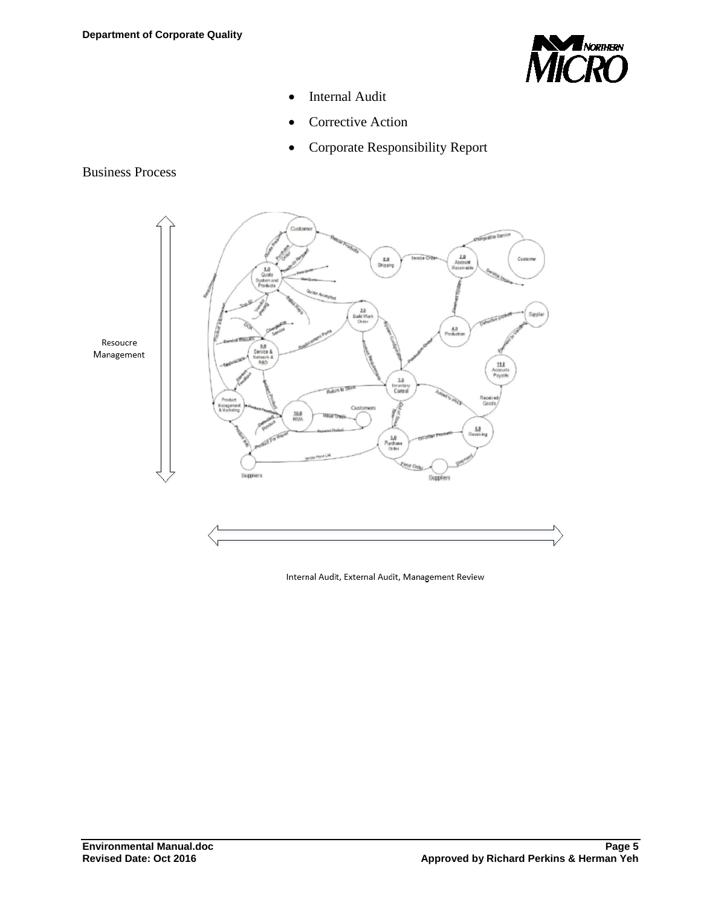- Internal Audit
- Corrective Action
- Corporate Responsibility Report

Business Process

Resoucre Management

Internal Audit, External Audit, Management Review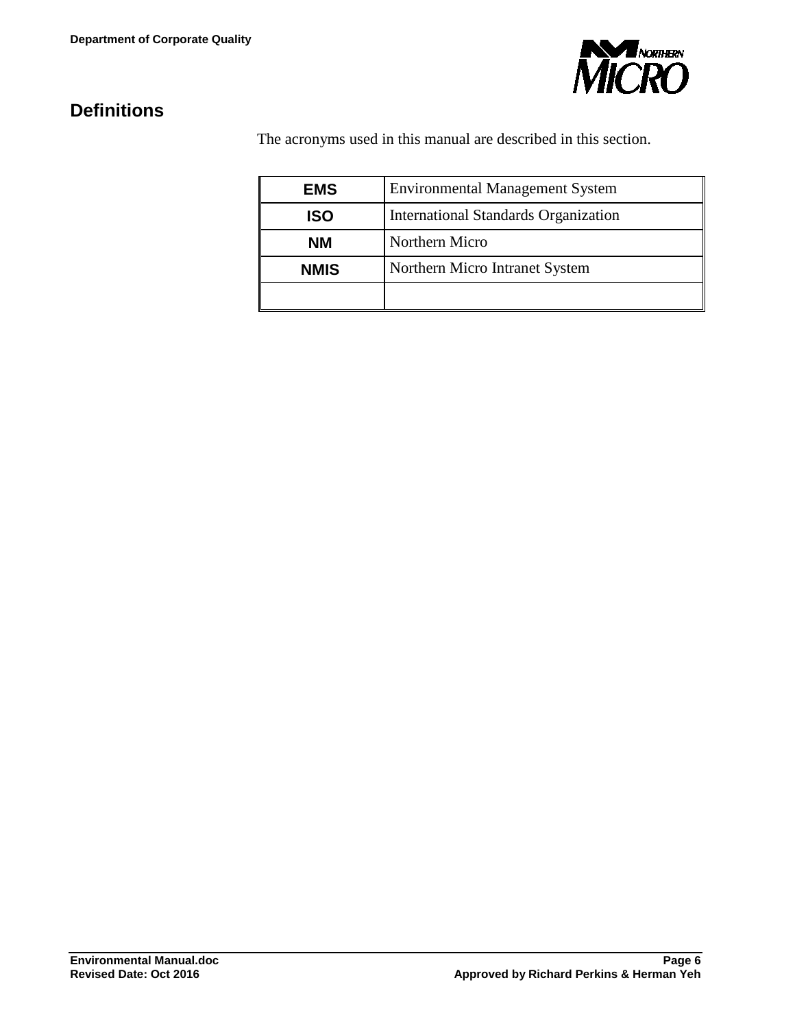## Definitions

The acronyms used in this manual are described in this section.

| | |
|---|---|
| **EMS** | Environmental Management System |
| **ISO** | International Standards Organization |
| **NM** | Northern Micro |
| **NMIS** | Northern Micro Intranet System |
| | |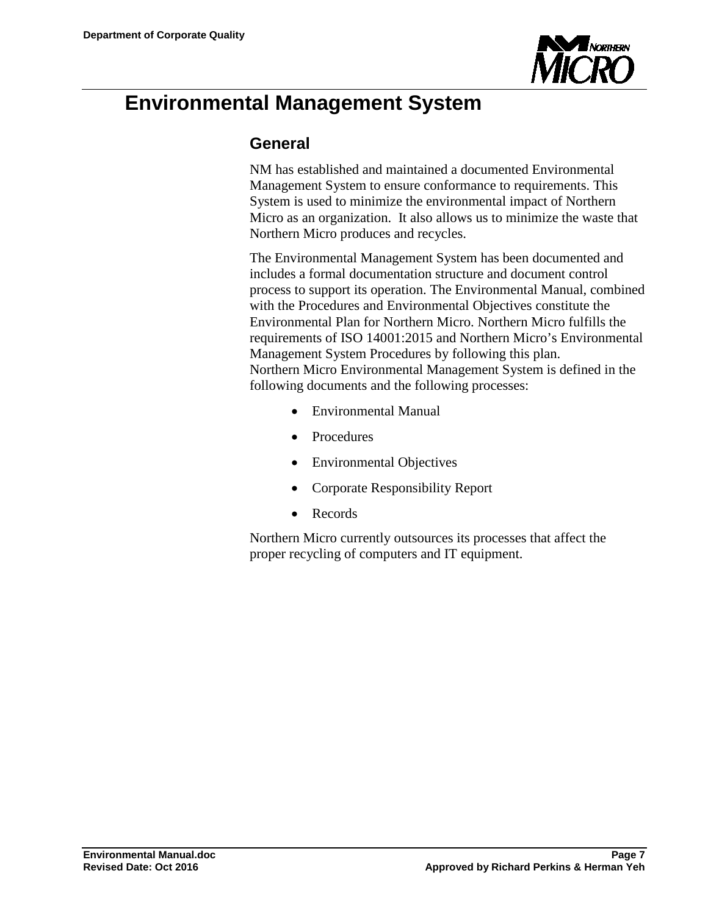# Environmental Management System

## General

NM has established and maintained a documented Environmental Management System to ensure conformance to requirements. This System is used to minimize the environmental impact of Northern Micro as an organization. It also allows us to minimize the waste that Northern Micro produces and recycles.

The Environmental Management System has been documented and includes a formal documentation structure and document control process to support its operation. The Environmental Manual, combined with the Procedures and Environmental Objectives constitute the Environmental Plan for Northern Micro. Northern Micro fulfills the requirements of ISO 14001:2015 and Northern Micro's Environmental Management System Procedures by following this plan.
Northern Micro Environmental Management System is defined in the following documents and the following processes:

- Environmental Manual
- Procedures
- Environmental Objectives
- Corporate Responsibility Report
- Records

Northern Micro currently outsources its processes that affect the proper recycling of computers and IT equipment.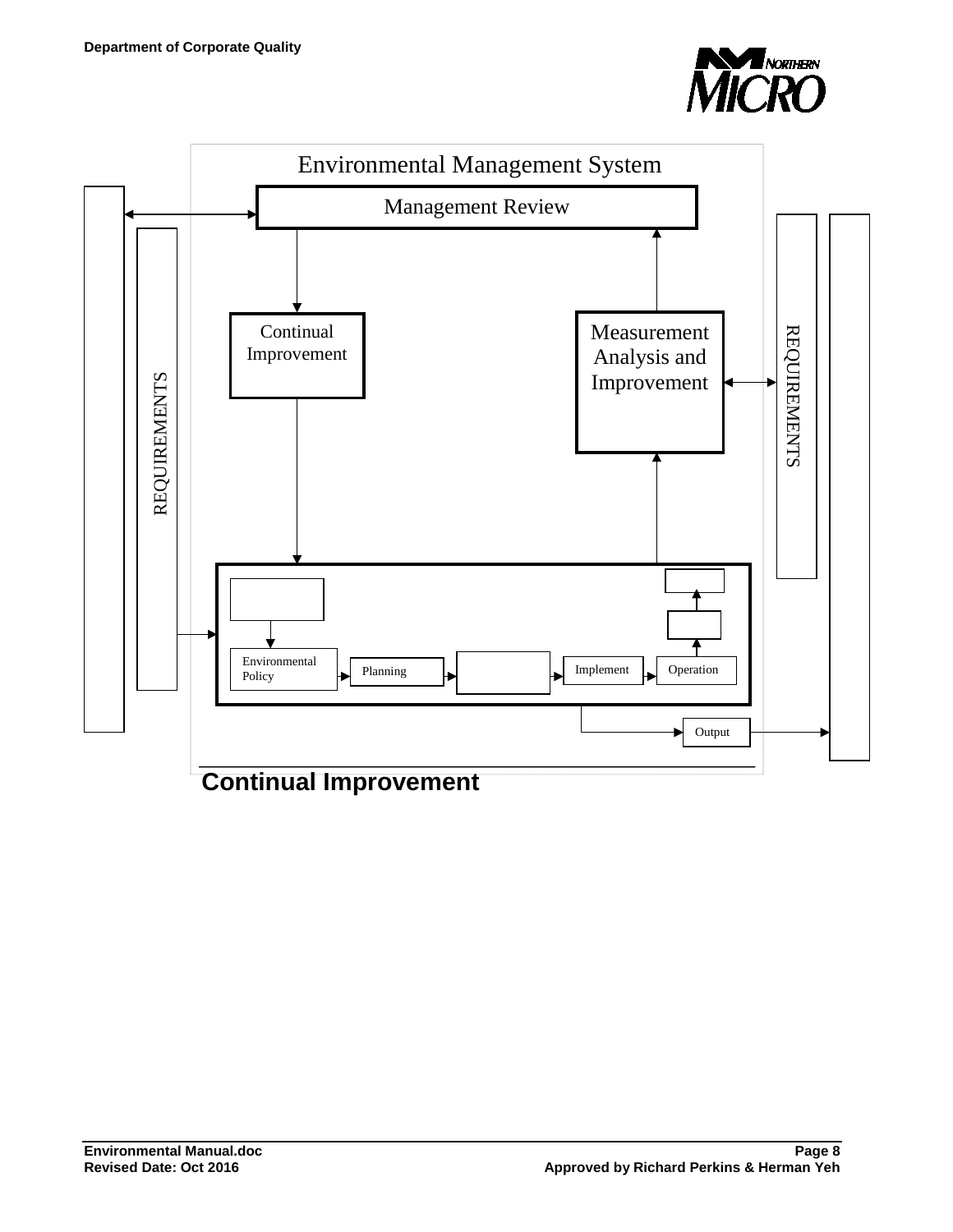Environmental Management System

Management Review

REQUIREMENTS

Continual Improvement

Measurement Analysis and Improvement

REQUIREMENTS

Environmental Policy

Planning

Implement

Operation

Output

## Continual Improvement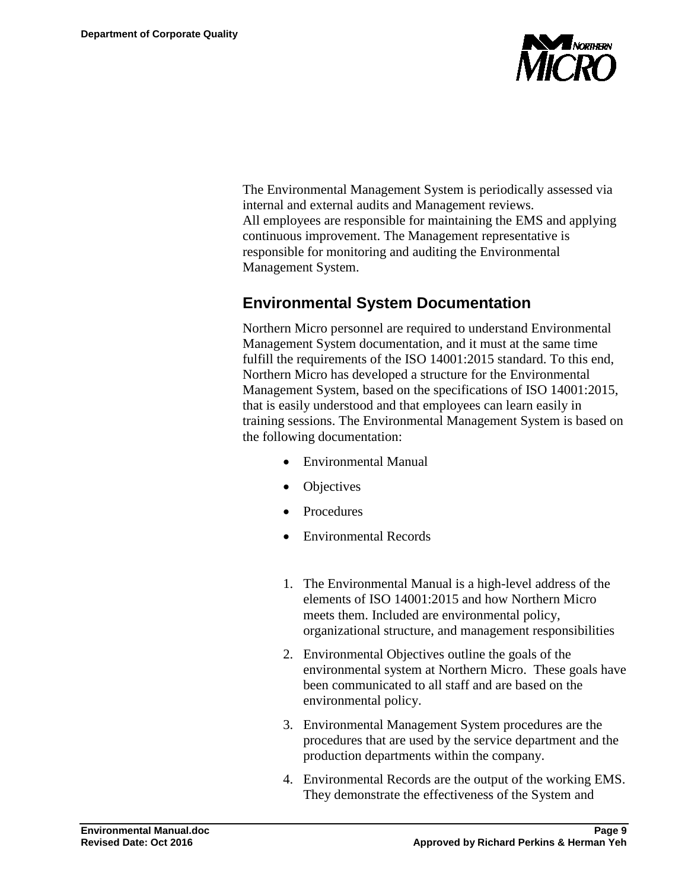The Environmental Management System is periodically assessed via internal and external audits and Management reviews.
All employees are responsible for maintaining the EMS and applying continuous improvement. The Management representative is responsible for monitoring and auditing the Environmental Management System.

## Environmental System Documentation

Northern Micro personnel are required to understand Environmental Management System documentation, and it must at the same time fulfill the requirements of the ISO 14001:2015 standard. To this end, Northern Micro has developed a structure for the Environmental Management System, based on the specifications of ISO 14001:2015, that is easily understood and that employees can learn easily in training sessions. The Environmental Management System is based on the following documentation:

- Environmental Manual
- Objectives
- Procedures
- Environmental Records

1. The Environmental Manual is a high-level address of the elements of ISO 14001:2015 and how Northern Micro meets them. Included are environmental policy, organizational structure, and management responsibilities
2. Environmental Objectives outline the goals of the environmental system at Northern Micro. These goals have been communicated to all staff and are based on the environmental policy.
3. Environmental Management System procedures are the procedures that are used by the service department and the production departments within the company.
4. Environmental Records are the output of the working EMS. They demonstrate the effectiveness of the System and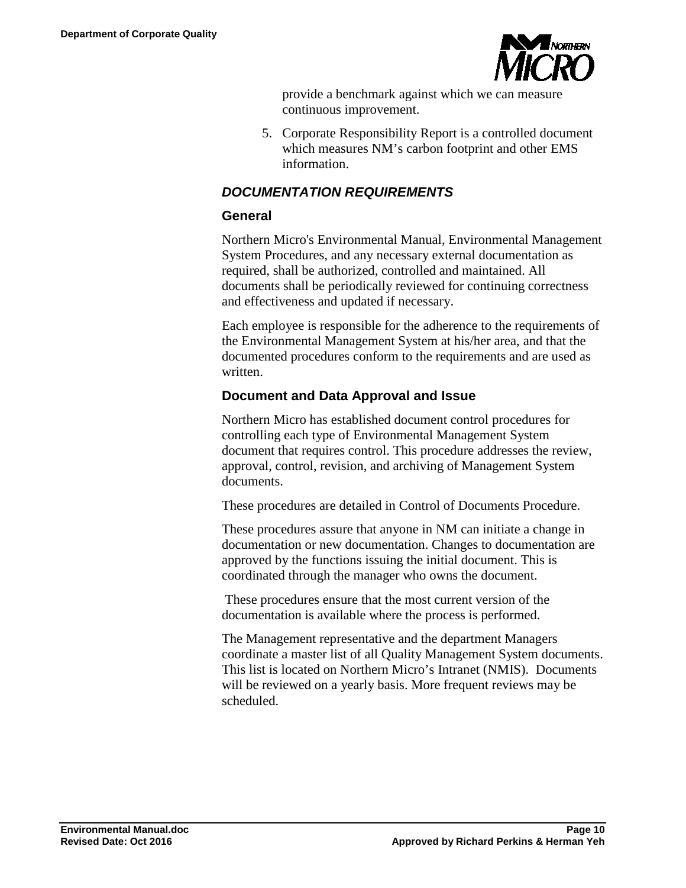provide a benchmark against which we can measure continuous improvement.

5. Corporate Responsibility Report is a controlled document which measures NM's carbon footprint and other EMS information.

## *DOCUMENTATION REQUIREMENTS*

### General

Northern Micro's Environmental Manual, Environmental Management System Procedures, and any necessary external documentation as required, shall be authorized, controlled and maintained. All documents shall be periodically reviewed for continuing correctness and effectiveness and updated if necessary.

Each employee is responsible for the adherence to the requirements of the Environmental Management System at his/her area, and that the documented procedures conform to the requirements and are used as written.

### Document and Data Approval and Issue

Northern Micro has established document control procedures for controlling each type of Environmental Management System document that requires control. This procedure addresses the review, approval, control, revision, and archiving of Management System documents.

These procedures are detailed in Control of Documents Procedure.

These procedures assure that anyone in NM can initiate a change in documentation or new documentation. Changes to documentation are approved by the functions issuing the initial document. This is coordinated through the manager who owns the document.

These procedures ensure that the most current version of the documentation is available where the process is performed.

The Management representative and the department Managers coordinate a master list of all Quality Management System documents. This list is located on Northern Micro's Intranet (NMIS). Documents will be reviewed on a yearly basis. More frequent reviews may be scheduled.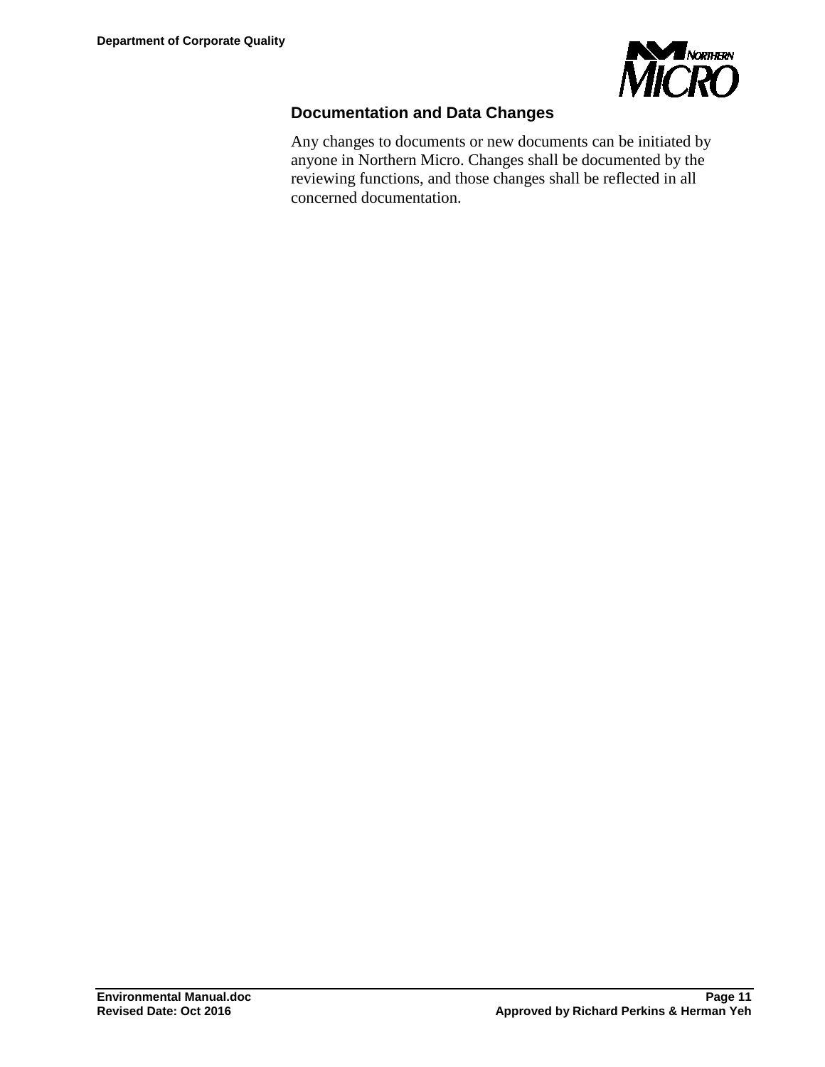## Documentation and Data Changes

Any changes to documents or new documents can be initiated by anyone in Northern Micro. Changes shall be documented by the reviewing functions, and those changes shall be reflected in all concerned documentation.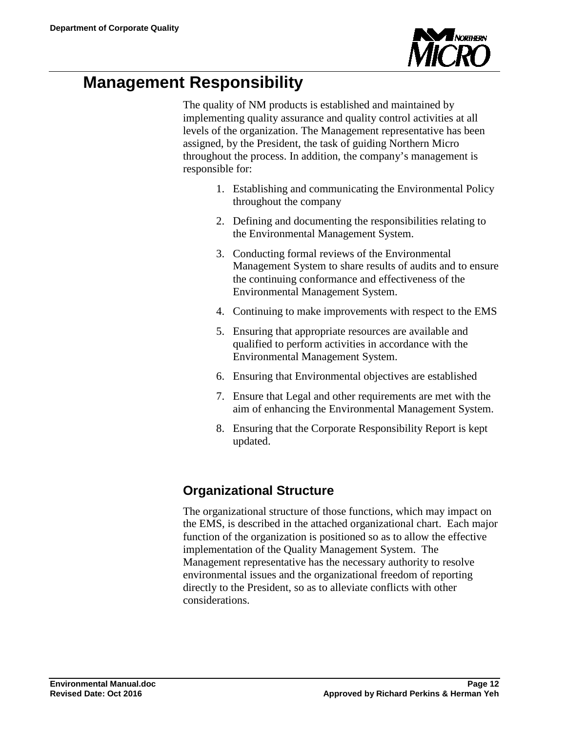# Management Responsibility

The quality of NM products is established and maintained by implementing quality assurance and quality control activities at all levels of the organization. The Management representative has been assigned, by the President, the task of guiding Northern Micro throughout the process. In addition, the company's management is responsible for:

1. Establishing and communicating the Environmental Policy throughout the company
2. Defining and documenting the responsibilities relating to the Environmental Management System.
3. Conducting formal reviews of the Environmental Management System to share results of audits and to ensure the continuing conformance and effectiveness of the Environmental Management System.
4. Continuing to make improvements with respect to the EMS
5. Ensuring that appropriate resources are available and qualified to perform activities in accordance with the Environmental Management System.
6. Ensuring that Environmental objectives are established
7. Ensure that Legal and other requirements are met with the aim of enhancing the Environmental Management System.
8. Ensuring that the Corporate Responsibility Report is kept updated.

## Organizational Structure

The organizational structure of those functions, which may impact on the EMS, is described in the attached organizational chart. Each major function of the organization is positioned so as to allow the effective implementation of the Quality Management System. The Management representative has the necessary authority to resolve environmental issues and the organizational freedom of reporting directly to the President, so as to alleviate conflicts with other considerations.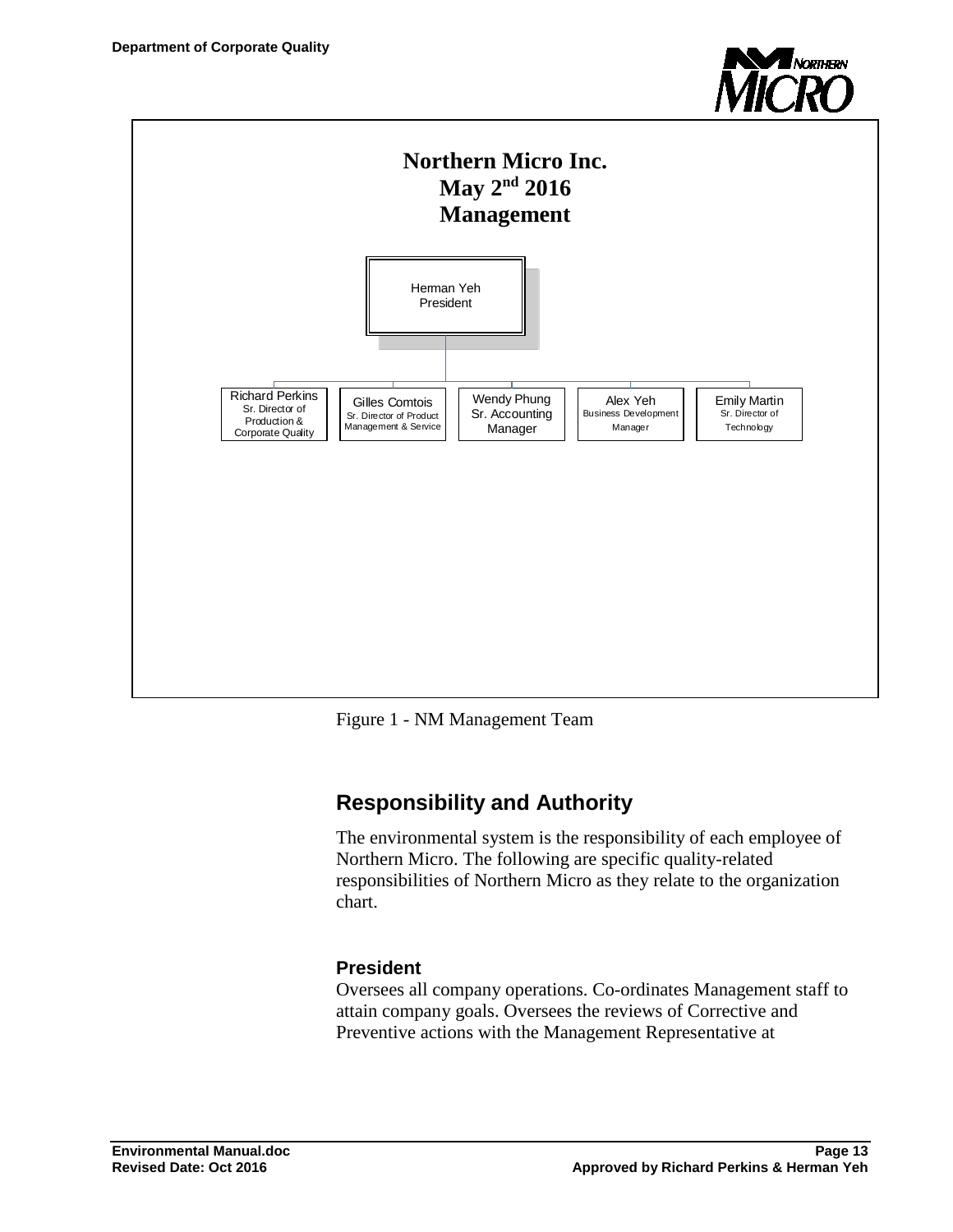**Northern Micro Inc.**
**May 2nd 2016**
**Management**

Herman Yeh
President

- Richard Perkins — Sr. Director of Production & Corporate Quality
- Gilles Comtois — Sr. Director of Product Management & Service
- Wendy Phung — Sr. Accounting Manager
- Alex Yeh — Business Development Manager
- Emily Martin — Sr. Director of Technology

Figure 1 - NM Management Team

## Responsibility and Authority

The environmental system is the responsibility of each employee of Northern Micro. The following are specific quality-related responsibilities of Northern Micro as they relate to the organization chart.

### President

Oversees all company operations. Co-ordinates Management staff to attain company goals. Oversees the reviews of Corrective and Preventive actions with the Management Representative at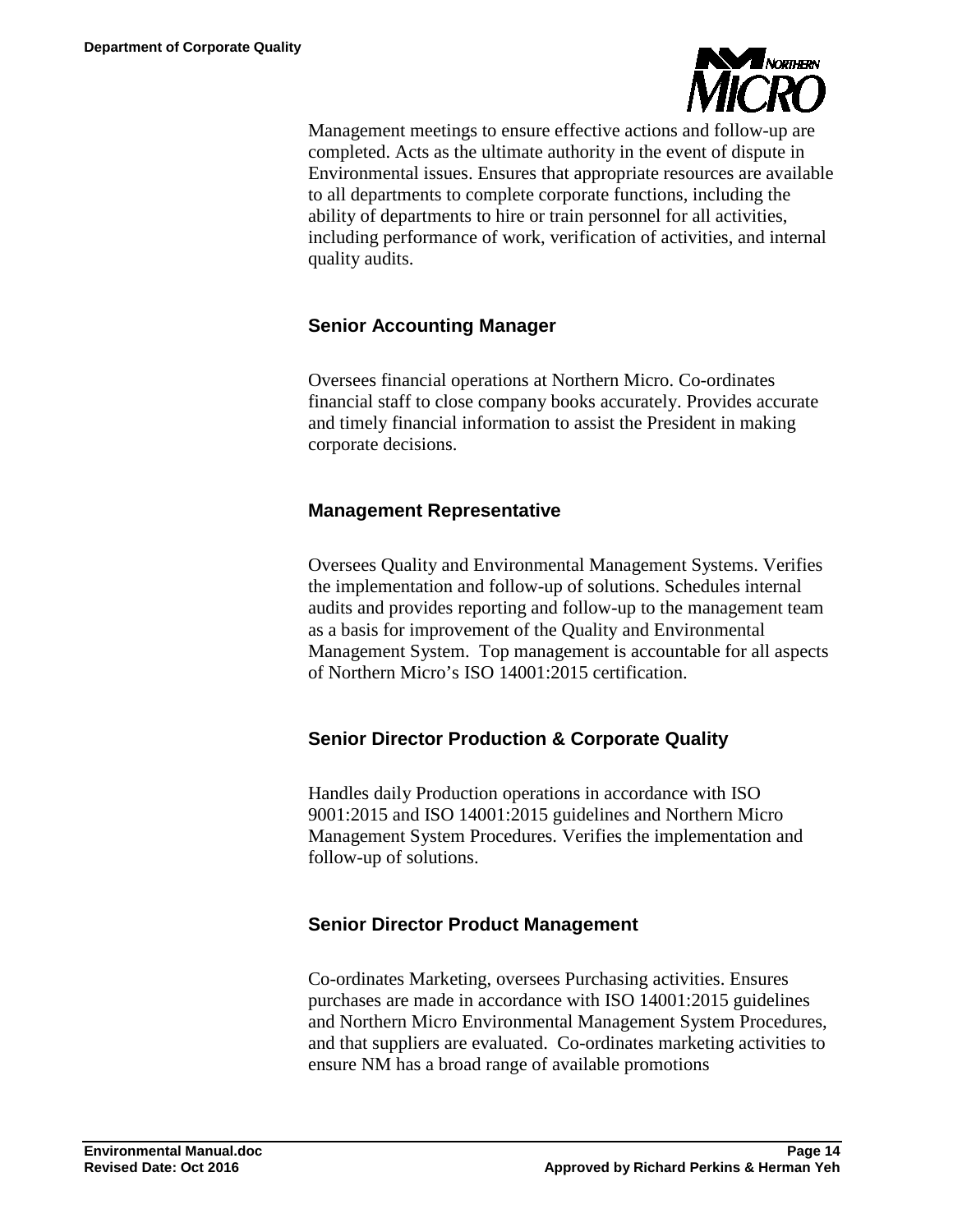Management meetings to ensure effective actions and follow-up are completed. Acts as the ultimate authority in the event of dispute in Environmental issues. Ensures that appropriate resources are available to all departments to complete corporate functions, including the ability of departments to hire or train personnel for all activities, including performance of work, verification of activities, and internal quality audits.

### Senior Accounting Manager

Oversees financial operations at Northern Micro. Co-ordinates financial staff to close company books accurately. Provides accurate and timely financial information to assist the President in making corporate decisions.

### Management Representative

Oversees Quality and Environmental Management Systems. Verifies the implementation and follow-up of solutions. Schedules internal audits and provides reporting and follow-up to the management team as a basis for improvement of the Quality and Environmental Management System. Top management is accountable for all aspects of Northern Micro's ISO 14001:2015 certification.

### Senior Director Production & Corporate Quality

Handles daily Production operations in accordance with ISO 9001:2015 and ISO 14001:2015 guidelines and Northern Micro Management System Procedures. Verifies the implementation and follow-up of solutions.

### Senior Director Product Management

Co-ordinates Marketing, oversees Purchasing activities. Ensures purchases are made in accordance with ISO 14001:2015 guidelines and Northern Micro Environmental Management System Procedures, and that suppliers are evaluated. Co-ordinates marketing activities to ensure NM has a broad range of available promotions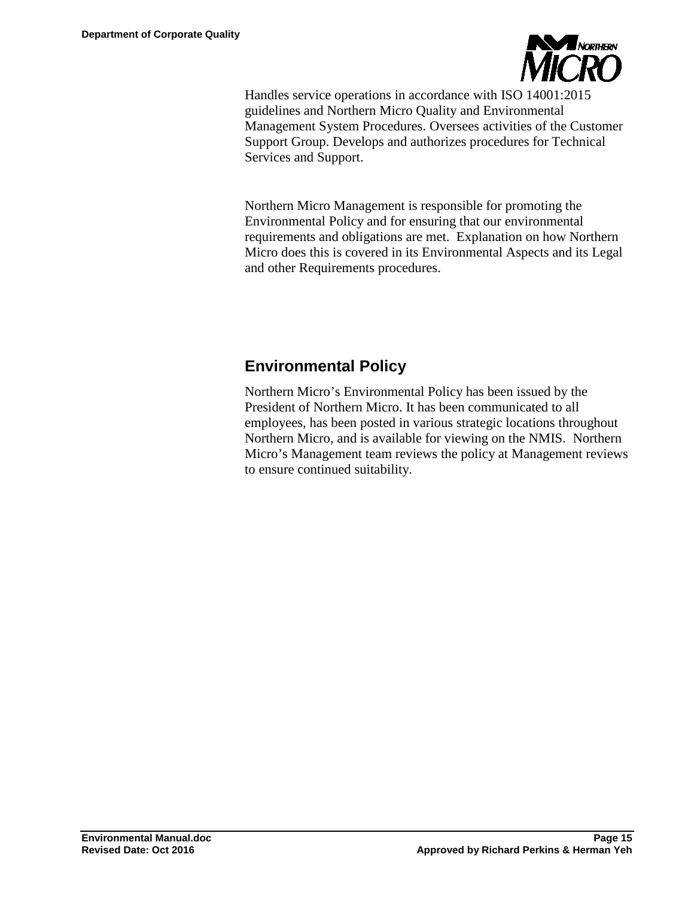Handles service operations in accordance with ISO 14001:2015 guidelines and Northern Micro Quality and Environmental Management System Procedures. Oversees activities of the Customer Support Group. Develops and authorizes procedures for Technical Services and Support.

Northern Micro Management is responsible for promoting the Environmental Policy and for ensuring that our environmental requirements and obligations are met. Explanation on how Northern Micro does this is covered in its Environmental Aspects and its Legal and other Requirements procedures.

## Environmental Policy

Northern Micro's Environmental Policy has been issued by the President of Northern Micro. It has been communicated to all employees, has been posted in various strategic locations throughout Northern Micro, and is available for viewing on the NMIS. Northern Micro's Management team reviews the policy at Management reviews to ensure continued suitability.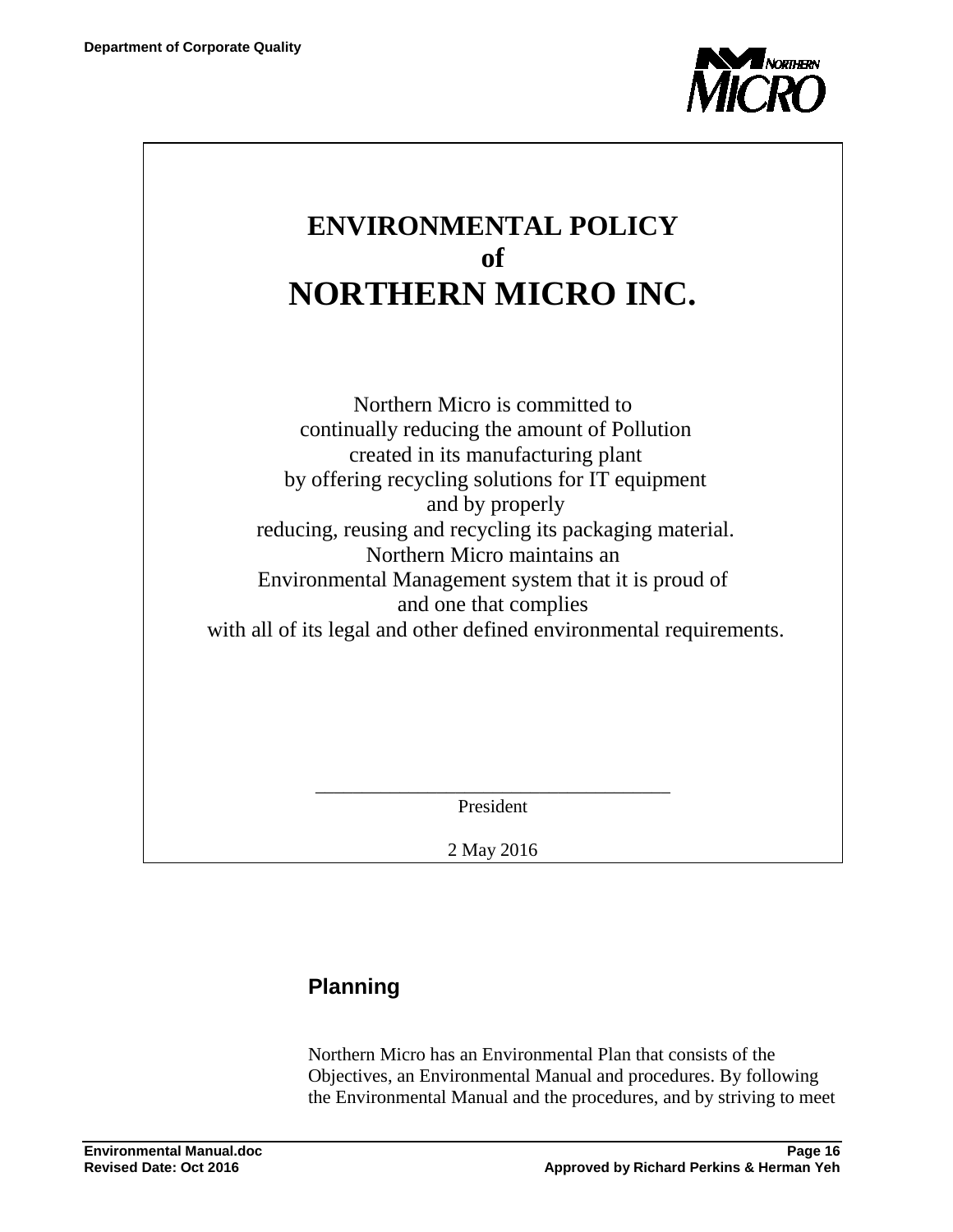# ENVIRONMENTAL POLICY
# of
# NORTHERN MICRO INC.

Northern Micro is committed to
continually reducing the amount of Pollution
created in its manufacturing plant
by offering recycling solutions for IT equipment
and by properly
reducing, reusing and recycling its packaging material.
Northern Micro maintains an
Environmental Management system that it is proud of
and one that complies
with all of its legal and other defined environmental requirements.

\_\_\_\_\_\_\_\_\_\_\_\_\_\_\_\_\_\_\_\_\_\_\_\_\_\_\_\_\_\_\_\_\_\_\_\_

President

2 May 2016

## Planning

Northern Micro has an Environmental Plan that consists of the Objectives, an Environmental Manual and procedures. By following the Environmental Manual and the procedures, and by striving to meet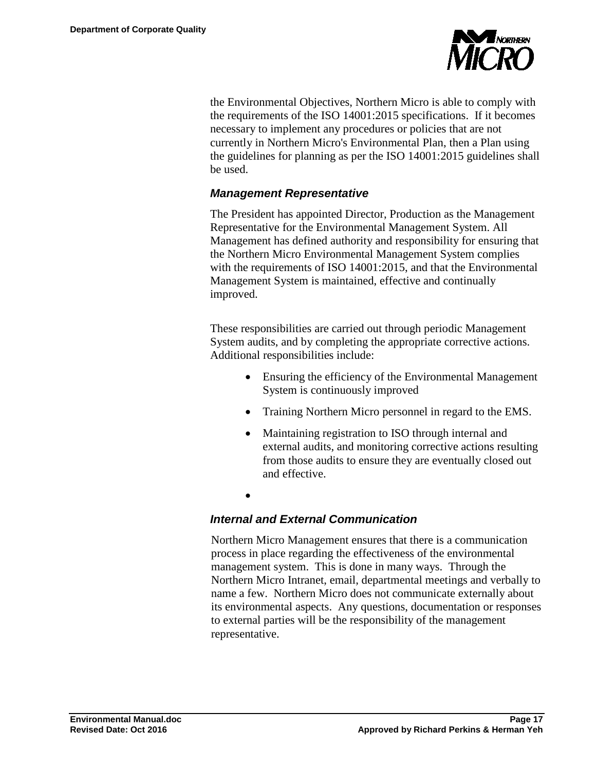the Environmental Objectives, Northern Micro is able to comply with the requirements of the ISO 14001:2015 specifications. If it becomes necessary to implement any procedures or policies that are not currently in Northern Micro's Environmental Plan, then a Plan using the guidelines for planning as per the ISO 14001:2015 guidelines shall be used.

### *Management Representative*

The President has appointed Director, Production as the Management Representative for the Environmental Management System. All Management has defined authority and responsibility for ensuring that the Northern Micro Environmental Management System complies with the requirements of ISO 14001:2015, and that the Environmental Management System is maintained, effective and continually improved.

These responsibilities are carried out through periodic Management System audits, and by completing the appropriate corrective actions. Additional responsibilities include:

- Ensuring the efficiency of the Environmental Management System is continuously improved
- Training Northern Micro personnel in regard to the EMS.
- Maintaining registration to ISO through internal and external audits, and monitoring corrective actions resulting from those audits to ensure they are eventually closed out and effective.
- 

### *Internal and External Communication*

Northern Micro Management ensures that there is a communication process in place regarding the effectiveness of the environmental management system. This is done in many ways. Through the Northern Micro Intranet, email, departmental meetings and verbally to name a few. Northern Micro does not communicate externally about its environmental aspects. Any questions, documentation or responses to external parties will be the responsibility of the management representative.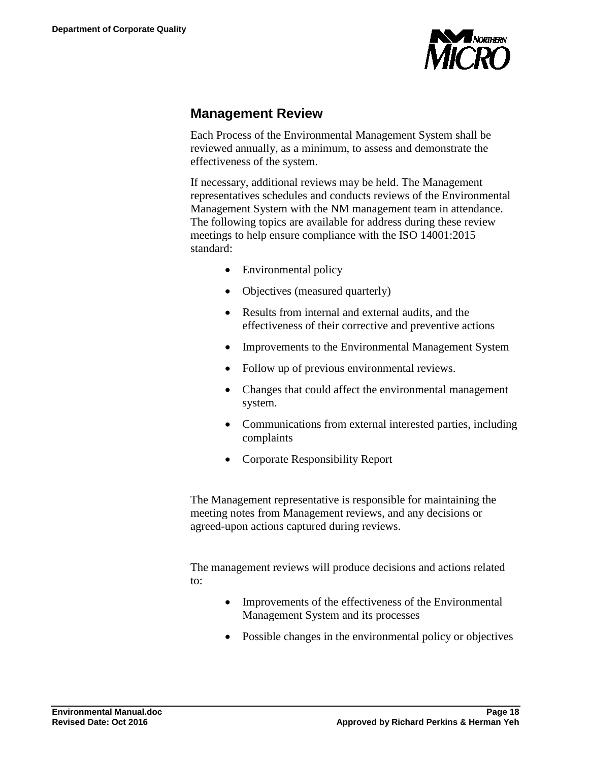## Management Review

Each Process of the Environmental Management System shall be reviewed annually, as a minimum, to assess and demonstrate the effectiveness of the system.

If necessary, additional reviews may be held. The Management representatives schedules and conducts reviews of the Environmental Management System with the NM management team in attendance. The following topics are available for address during these review meetings to help ensure compliance with the ISO 14001:2015 standard:

- Environmental policy
- Objectives (measured quarterly)
- Results from internal and external audits, and the effectiveness of their corrective and preventive actions
- Improvements to the Environmental Management System
- Follow up of previous environmental reviews.
- Changes that could affect the environmental management system.
- Communications from external interested parties, including complaints
- Corporate Responsibility Report

The Management representative is responsible for maintaining the meeting notes from Management reviews, and any decisions or agreed-upon actions captured during reviews.

The management reviews will produce decisions and actions related to:

- Improvements of the effectiveness of the Environmental Management System and its processes
- Possible changes in the environmental policy or objectives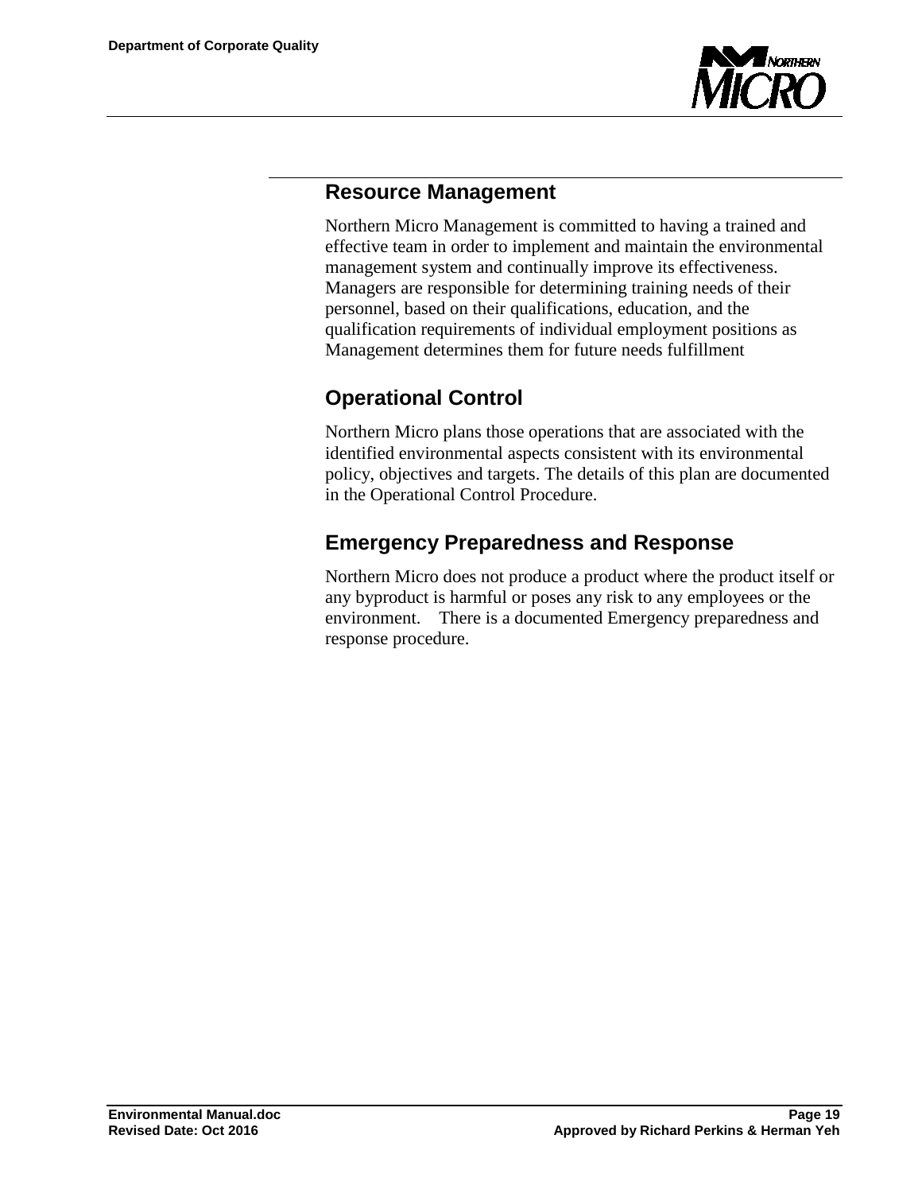## Resource Management

Northern Micro Management is committed to having a trained and effective team in order to implement and maintain the environmental management system and continually improve its effectiveness. Managers are responsible for determining training needs of their personnel, based on their qualifications, education, and the qualification requirements of individual employment positions as Management determines them for future needs fulfillment

## Operational Control

Northern Micro plans those operations that are associated with the identified environmental aspects consistent with its environmental policy, objectives and targets. The details of this plan are documented in the Operational Control Procedure.

## Emergency Preparedness and Response

Northern Micro does not produce a product where the product itself or any byproduct is harmful or poses any risk to any employees or the environment.    There is a documented Emergency preparedness and response procedure.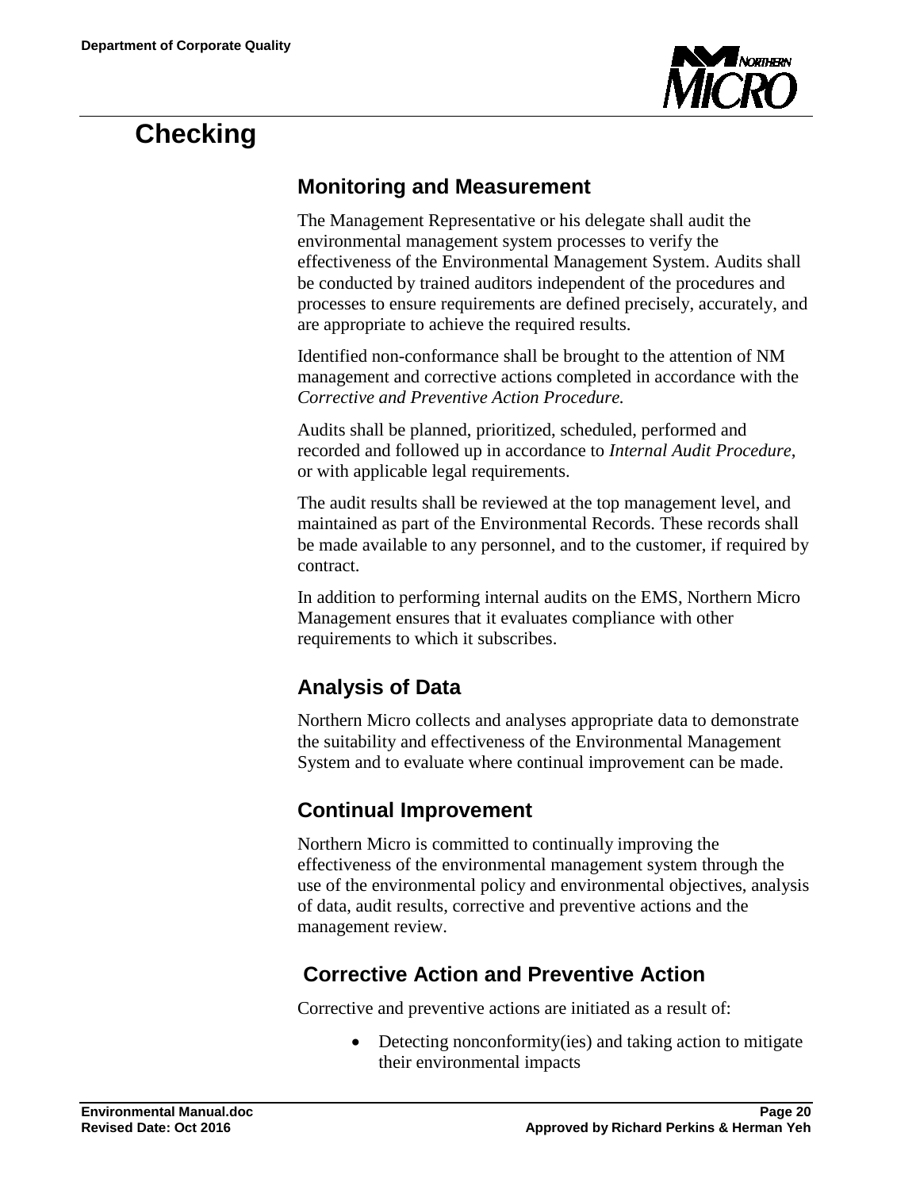# Checking

## Monitoring and Measurement

The Management Representative or his delegate shall audit the environmental management system processes to verify the effectiveness of the Environmental Management System. Audits shall be conducted by trained auditors independent of the procedures and processes to ensure requirements are defined precisely, accurately, and are appropriate to achieve the required results.

Identified non-conformance shall be brought to the attention of NM management and corrective actions completed in accordance with the *Corrective and Preventive Action Procedure.*

Audits shall be planned, prioritized, scheduled, performed and recorded and followed up in accordance to *Internal Audit Procedure*, or with applicable legal requirements.

The audit results shall be reviewed at the top management level, and maintained as part of the Environmental Records. These records shall be made available to any personnel, and to the customer, if required by contract.

In addition to performing internal audits on the EMS, Northern Micro Management ensures that it evaluates compliance with other requirements to which it subscribes.

## Analysis of Data

Northern Micro collects and analyses appropriate data to demonstrate the suitability and effectiveness of the Environmental Management System and to evaluate where continual improvement can be made.

## Continual Improvement

Northern Micro is committed to continually improving the effectiveness of the environmental management system through the use of the environmental policy and environmental objectives, analysis of data, audit results, corrective and preventive actions and the management review.

## Corrective Action and Preventive Action

Corrective and preventive actions are initiated as a result of:

- Detecting nonconformity(ies) and taking action to mitigate their environmental impacts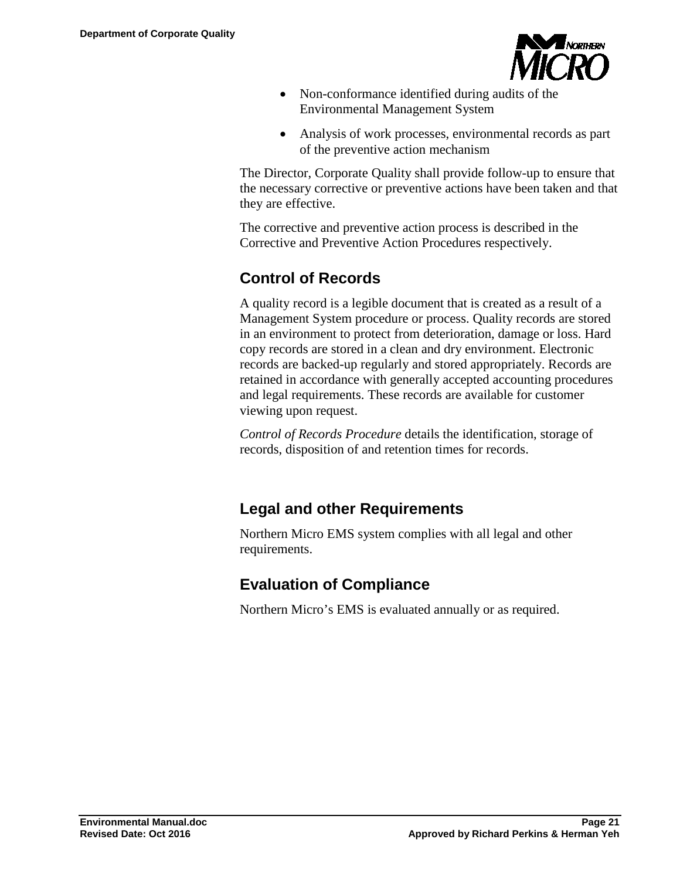- Non-conformance identified during audits of the Environmental Management System
- Analysis of work processes, environmental records as part of the preventive action mechanism

The Director, Corporate Quality shall provide follow-up to ensure that the necessary corrective or preventive actions have been taken and that they are effective.

The corrective and preventive action process is described in the Corrective and Preventive Action Procedures respectively.

## Control of Records

A quality record is a legible document that is created as a result of a Management System procedure or process. Quality records are stored in an environment to protect from deterioration, damage or loss. Hard copy records are stored in a clean and dry environment. Electronic records are backed-up regularly and stored appropriately. Records are retained in accordance with generally accepted accounting procedures and legal requirements. These records are available for customer viewing upon request.

*Control of Records Procedure* details the identification, storage of records, disposition of and retention times for records.

## Legal and other Requirements

Northern Micro EMS system complies with all legal and other requirements.

## Evaluation of Compliance

Northern Micro's EMS is evaluated annually or as required.